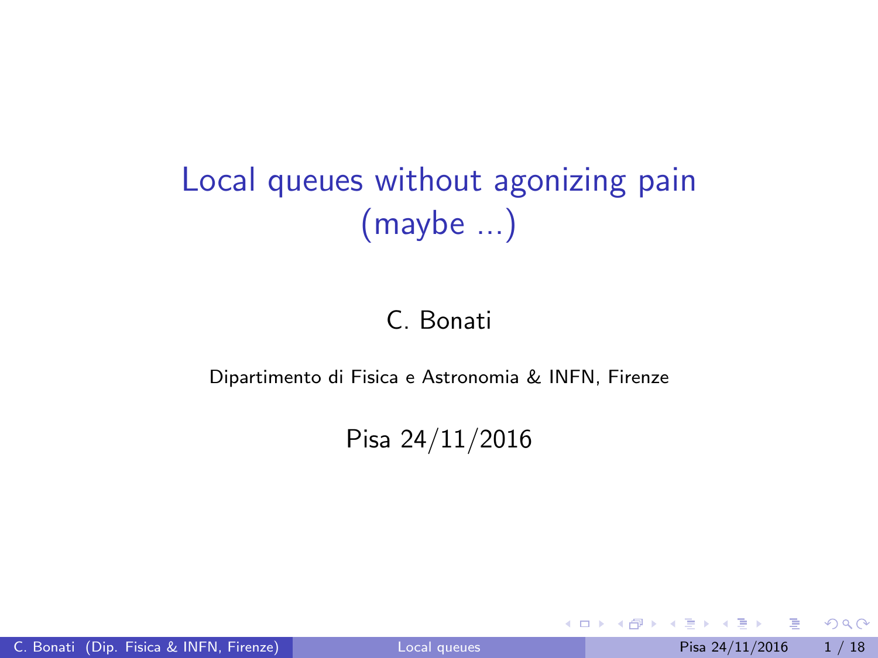# Local queues without agonizing pain (maybe ...)

C. Bonati

Dipartimento di Fisica e Astronomia & INFN, Firenze

Pisa 24/11/2016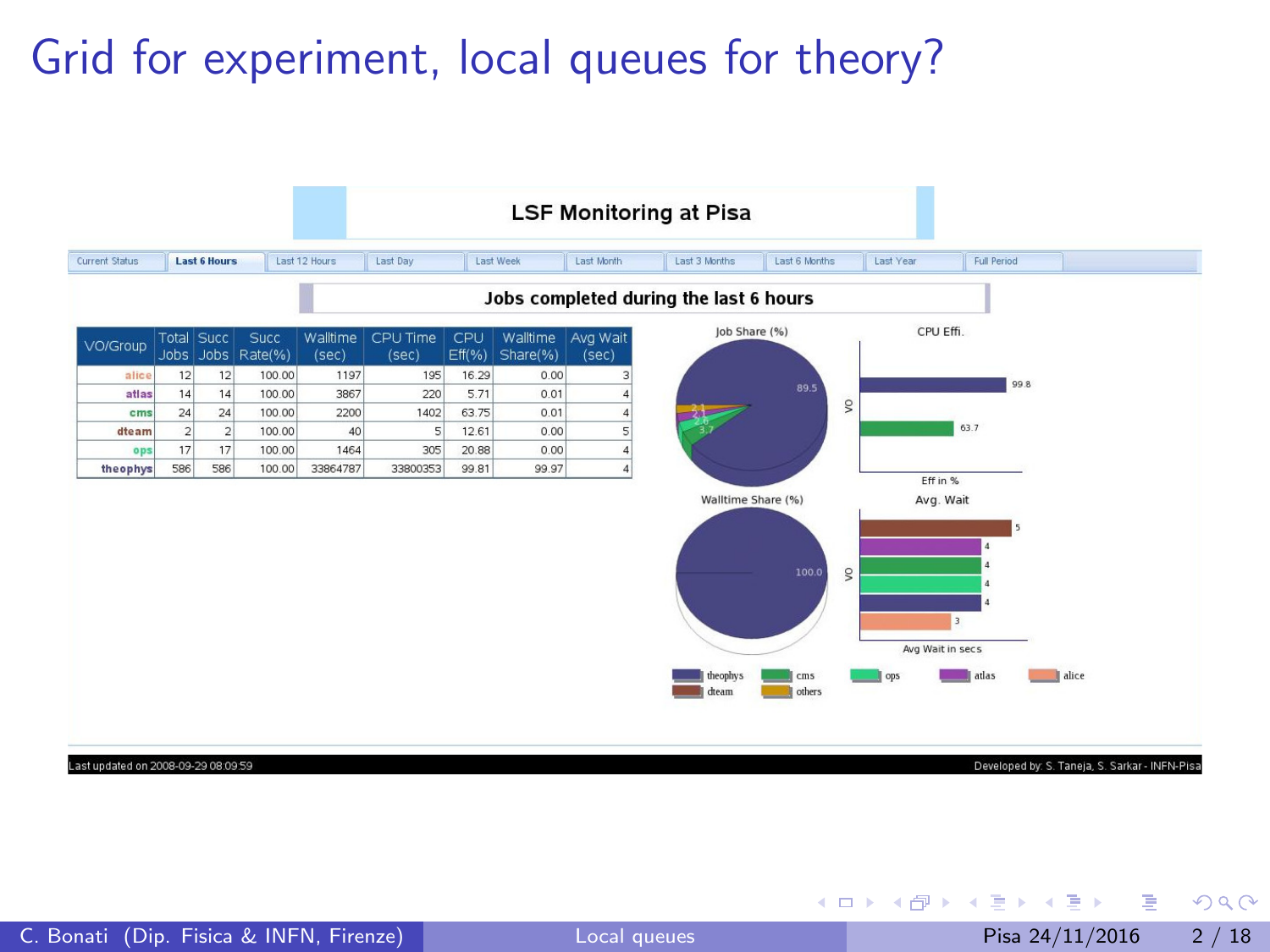# Grid for experiment, local queues for theory?

**LSF Monitoring at Pisa**

Current Status | **Last 6 Hours** | Last 12 Hours | Last Day | Last Week | Last Month | Last 3 Months | Last 6 Months | Last Year | Full Period

**Jobs completed during the last 6 hours**

| VO/Group | Total Jobs | Succ Jobs | Succ Rate(%) | Walltime (sec) | CPU Time (sec) | CPU Eff(%) | Walltime Share(%) | Avg Wait (sec) |
|---|---|---|---|---|---|---|---|---|
| alice | 12 | 12 | 100.00 | 1197 | 195 | 16.29 | 0.00 | 3 |
| atlas | 14 | 14 | 100.00 | 3867 | 220 | 5.71 | 0.01 | 4 |
| cms | 24 | 24 | 100.00 | 2200 | 1402 | 63.75 | 0.01 | 4 |
| dteam | 2 | 2 | 100.00 | 40 | 5 | 12.61 | 0.00 | 5 |
| ops | 17 | 17 | 100.00 | 1464 | 305 | 20.88 | 0.00 | 4 |
| theophys | 586 | 586 | 100.00 | 33864787 | 33800353 | 99.81 | 99.97 | 4 |

Job Share (%): 89.5, 3.7, 2.6, 2.1, 2.1

CPU Effi.: 99.8, 63.7 (Eff in %)

Walltime Share (%): 100.0

Avg. Wait: 5, 4, 4, 4, 4, 3 (Avg Wait in secs)

Legend: theophys, cms, ops, atlas, alice, dteam, others

Last updated on 2008-09-29 08:09:59

Developed by: S. Taneja, S. Sarkar - INFN-Pisa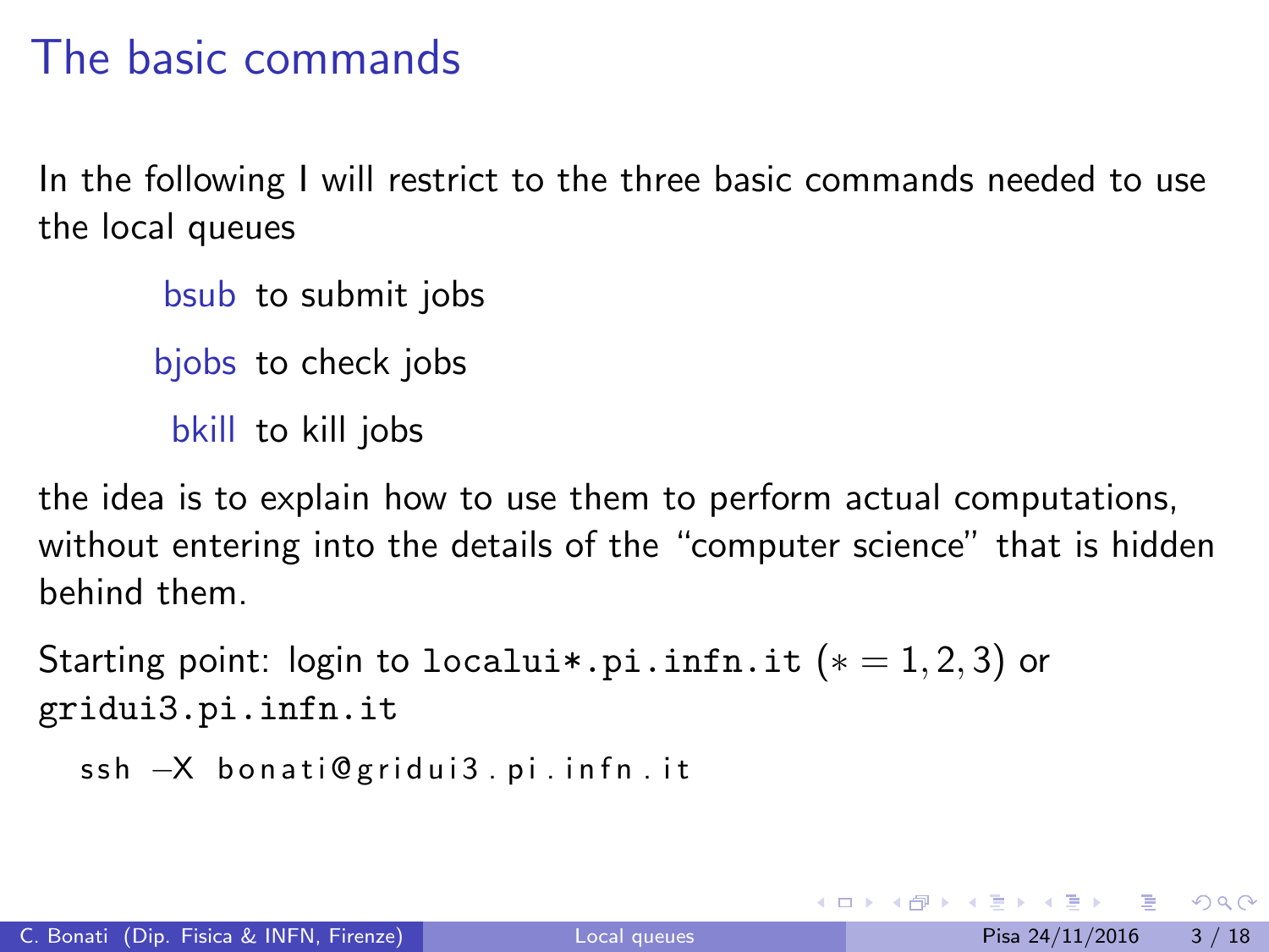# The basic commands

In the following I will restrict to the three basic commands needed to use the local queues

- **bsub** to submit jobs
- **bjobs** to check jobs
- **bkill** to kill jobs

the idea is to explain how to use them to perform actual computations, without entering into the details of the "computer science" that is hidden behind them.

Starting point: login to `localui*.pi.infn.it` ($* = 1, 2, 3$) or `gridui3.pi.infn.it`

```
ssh -X bonati@gridui3.pi.infn.it
```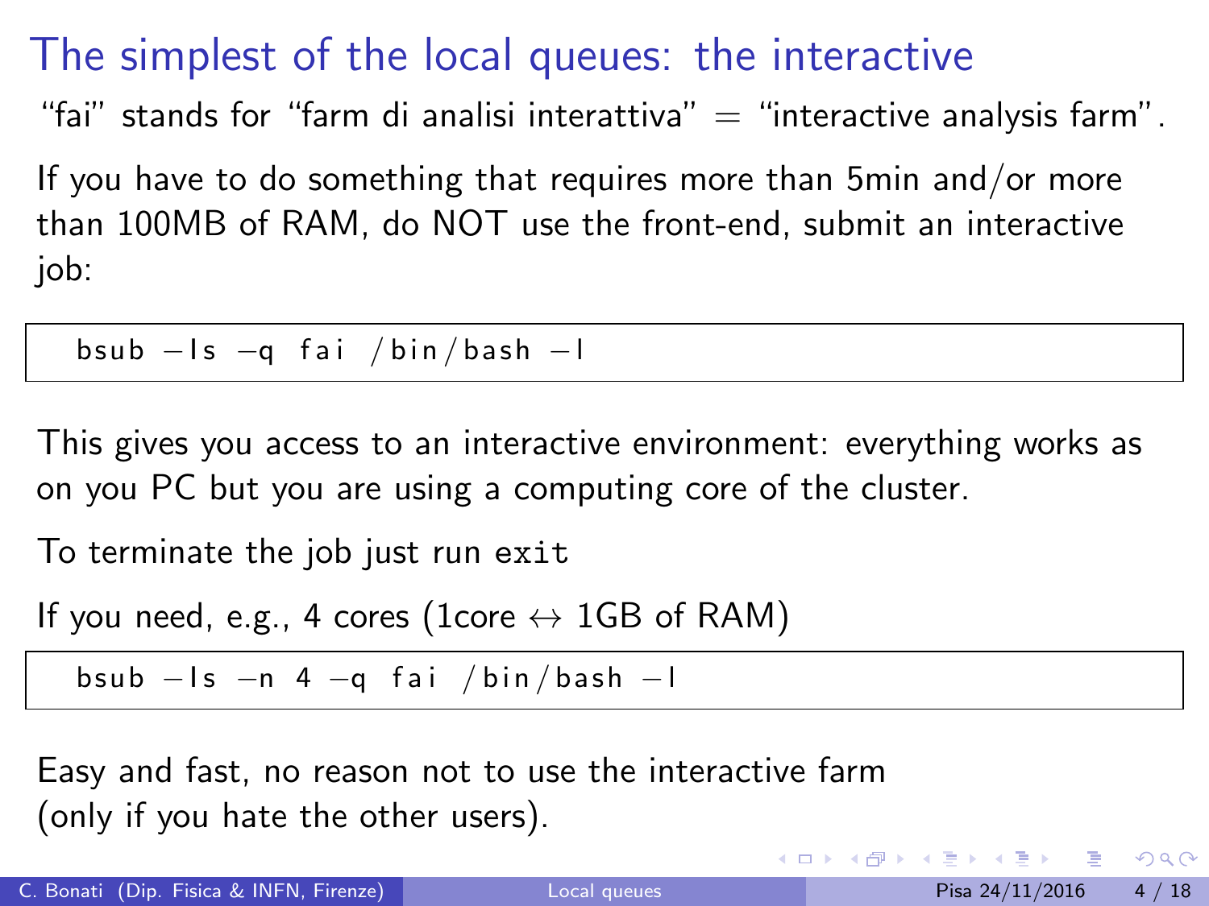# The simplest of the local queues: the interactive

"fai" stands for "farm di analisi interattiva" = "interactive analysis farm".

If you have to do something that requires more than 5min and/or more than 100MB of RAM, do NOT use the front-end, submit an interactive job:

```
bsub -Is -q fai /bin/bash -l
```

This gives you access to an interactive environment: everything works as on you PC but you are using a computing core of the cluster.

To terminate the job just run `exit`

If you need, e.g., 4 cores (1core $\leftrightarrow$ 1GB of RAM)

```
bsub -Is -n 4 -q fai /bin/bash -l
```

Easy and fast, no reason not to use the interactive farm
(only if you hate the other users).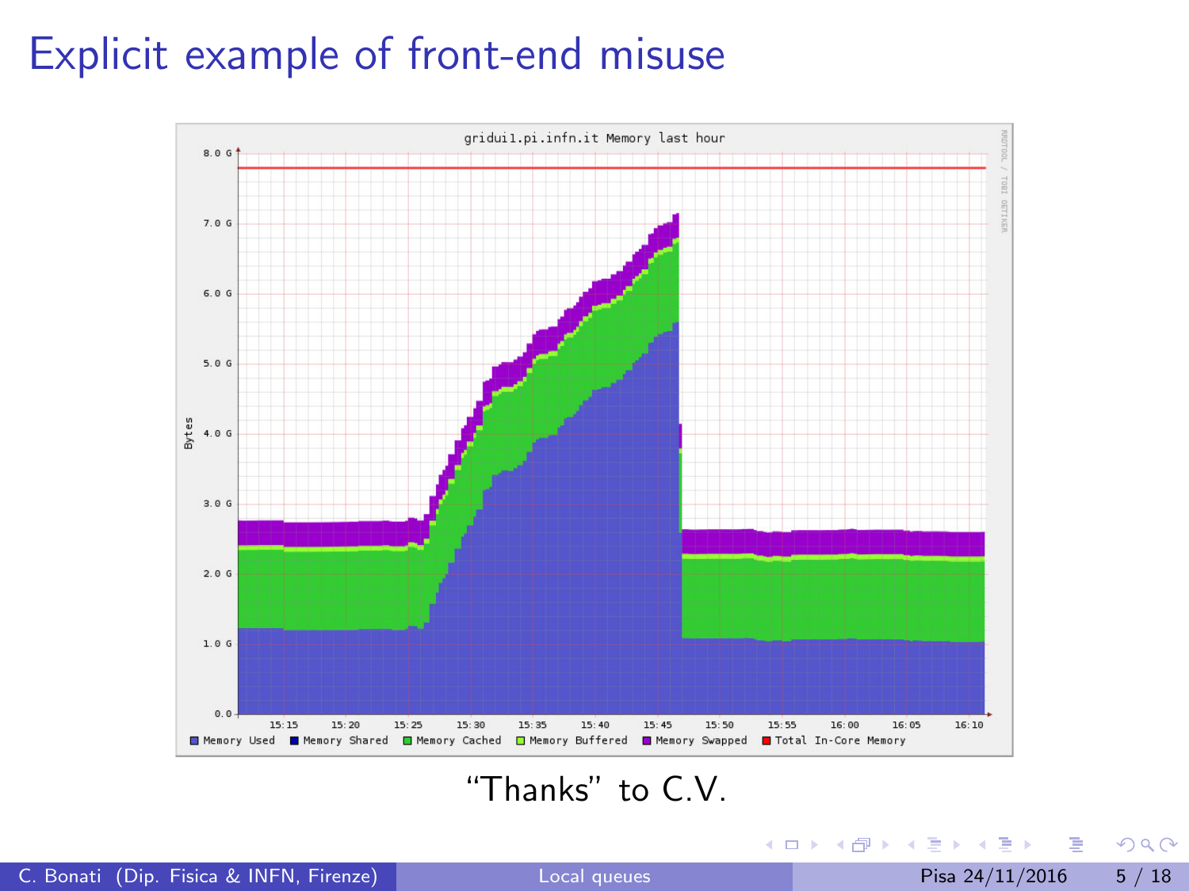# Explicit example of front-end misuse

"Thanks" to C.V.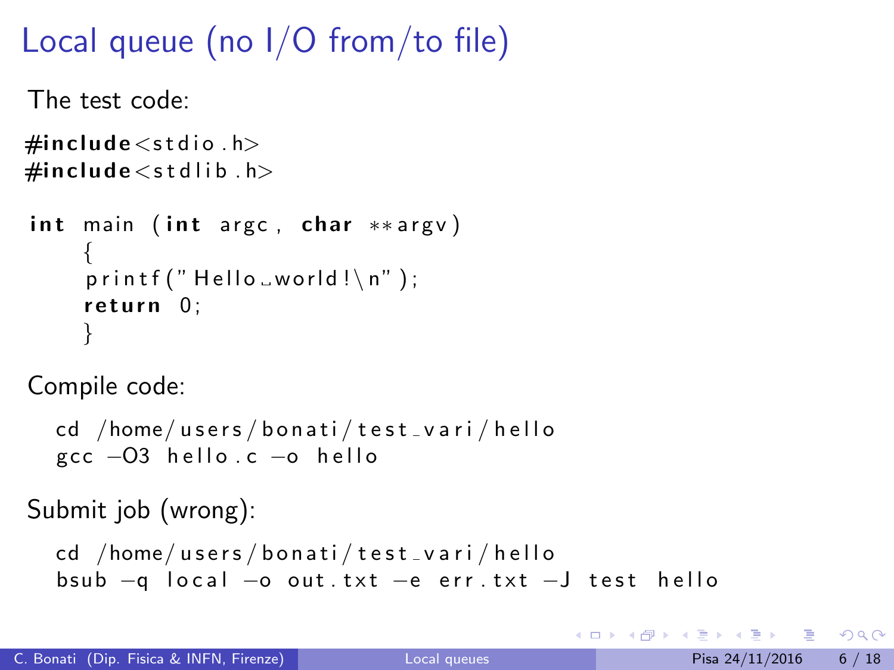# Local queue (no I/O from/to file)

The test code:

```
#include<stdio.h>
#include<stdlib.h>

int main (int argc, char **argv)
    {
    printf("Hello world!\n");
    return 0;
    }
```

Compile code:

```
cd /home/users/bonati/test_vari/hello
gcc -O3 hello.c -o hello
```

Submit job (wrong):

```
cd /home/users/bonati/test_vari/hello
bsub -q local -o out.txt -e err.txt -J test hello
```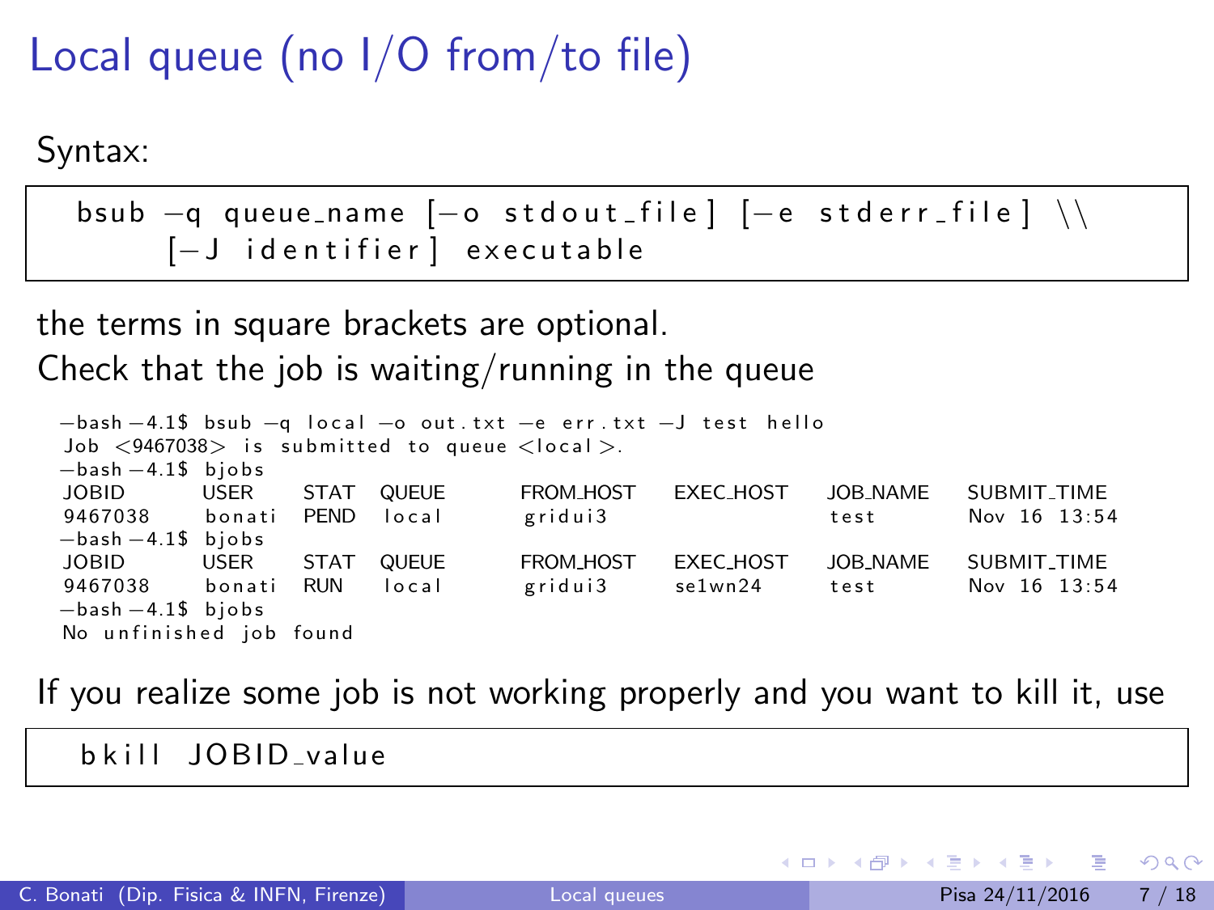# Local queue (no I/O from/to file)

Syntax:

```
bsub -q queue_name [-o stdout_file] [-e stderr_file] \\
     [-J identifier] executable
```

the terms in square brackets are optional.

Check that the job is waiting/running in the queue

```
-bash-4.1$ bsub -q local -o out.txt -e err.txt -J test hello
Job <9467038> is submitted to queue <local>.
-bash-4.1$ bjobs
JOBID     USER    STAT  QUEUE    FROM_HOST   EXEC_HOST   JOB_NAME   SUBMIT_TIME
9467038   bonati  PEND  local    gridui3                 test       Nov 16 13:54
-bash-4.1$ bjobs
JOBID     USER    STAT  QUEUE    FROM_HOST   EXEC_HOST   JOB_NAME   SUBMIT_TIME
9467038   bonati  RUN   local    gridui3     se1wn24     test       Nov 16 13:54
-bash-4.1$ bjobs
No unfinished job found
```

If you realize some job is not working properly and you want to kill it, use

```
bkill JOBID_value
```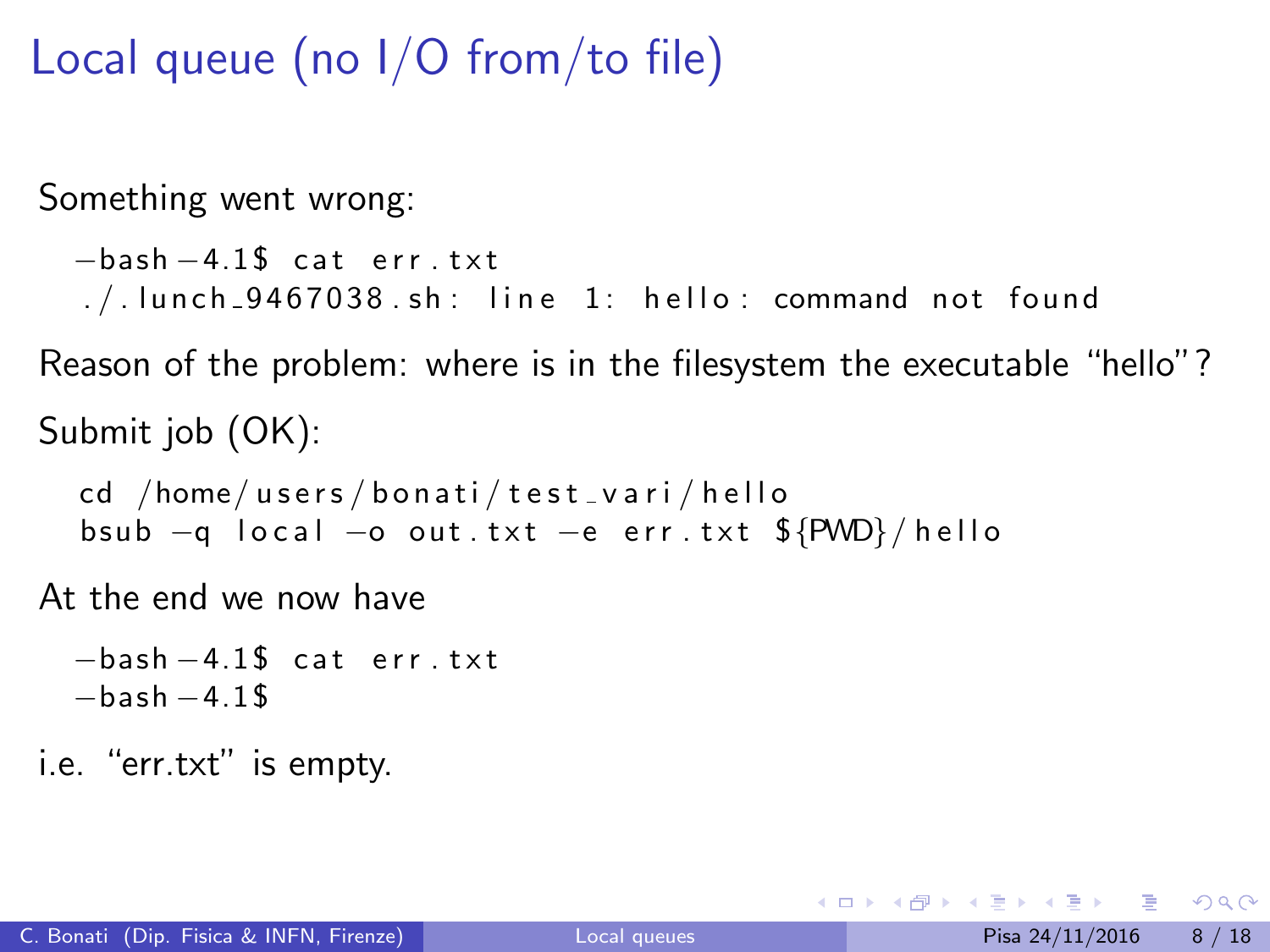# Local queue (no I/O from/to file)

Something went wrong:

```
-bash-4.1$ cat err.txt
./.lunch_9467038.sh: line 1: hello: command not found
```

Reason of the problem: where is in the filesystem the executable “hello”?

Submit job (OK):

```
cd /home/users/bonati/test_vari/hello
bsub -q local -o out.txt -e err.txt ${PWD}/hello
```

At the end we now have

```
-bash-4.1$ cat err.txt
-bash-4.1$
```

i.e. “err.txt” is empty.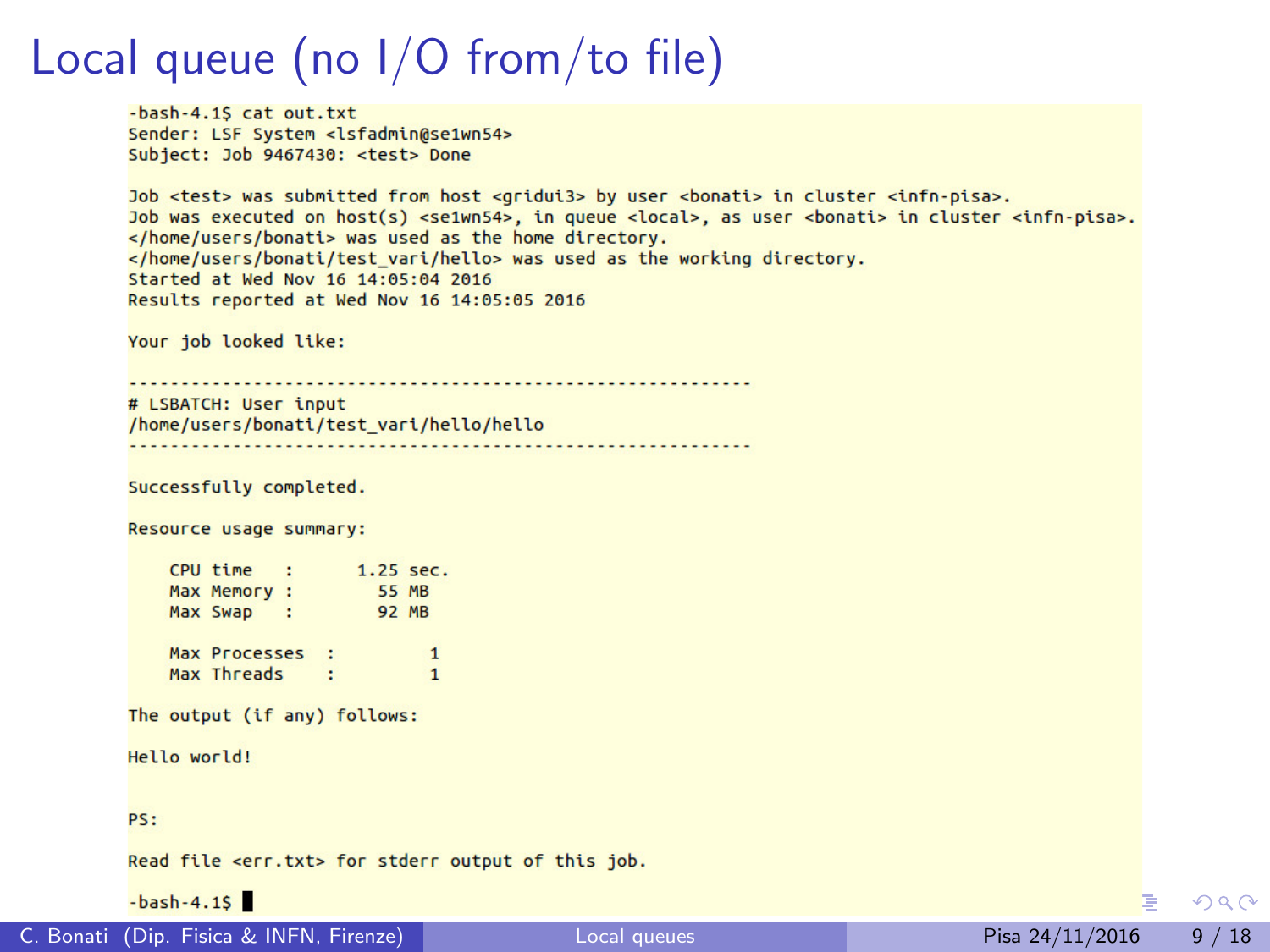# Local queue (no I/O from/to file)

```
-bash-4.1$ cat out.txt
Sender: LSF System <lsfadmin@se1wn54>
Subject: Job 9467430: <test> Done

Job <test> was submitted from host <gridui3> by user <bonati> in cluster <infn-pisa>.
Job was executed on host(s) <se1wn54>, in queue <local>, as user <bonati> in cluster <infn-pisa>.
</home/users/bonati> was used as the home directory.
</home/users/bonati/test_vari/hello> was used as the working directory.
Started at Wed Nov 16 14:05:04 2016
Results reported at Wed Nov 16 14:05:05 2016

Your job looked like:

------------------------------------------------------------
# LSBATCH: User input
/home/users/bonati/test_vari/hello/hello
------------------------------------------------------------

Successfully completed.

Resource usage summary:

    CPU time   :      1.25 sec.
    Max Memory :        55 MB
    Max Swap   :        92 MB

    Max Processes  :         1
    Max Threads    :         1

The output (if any) follows:

Hello world!


PS:

Read file <err.txt> for stderr output of this job.

-bash-4.1$
```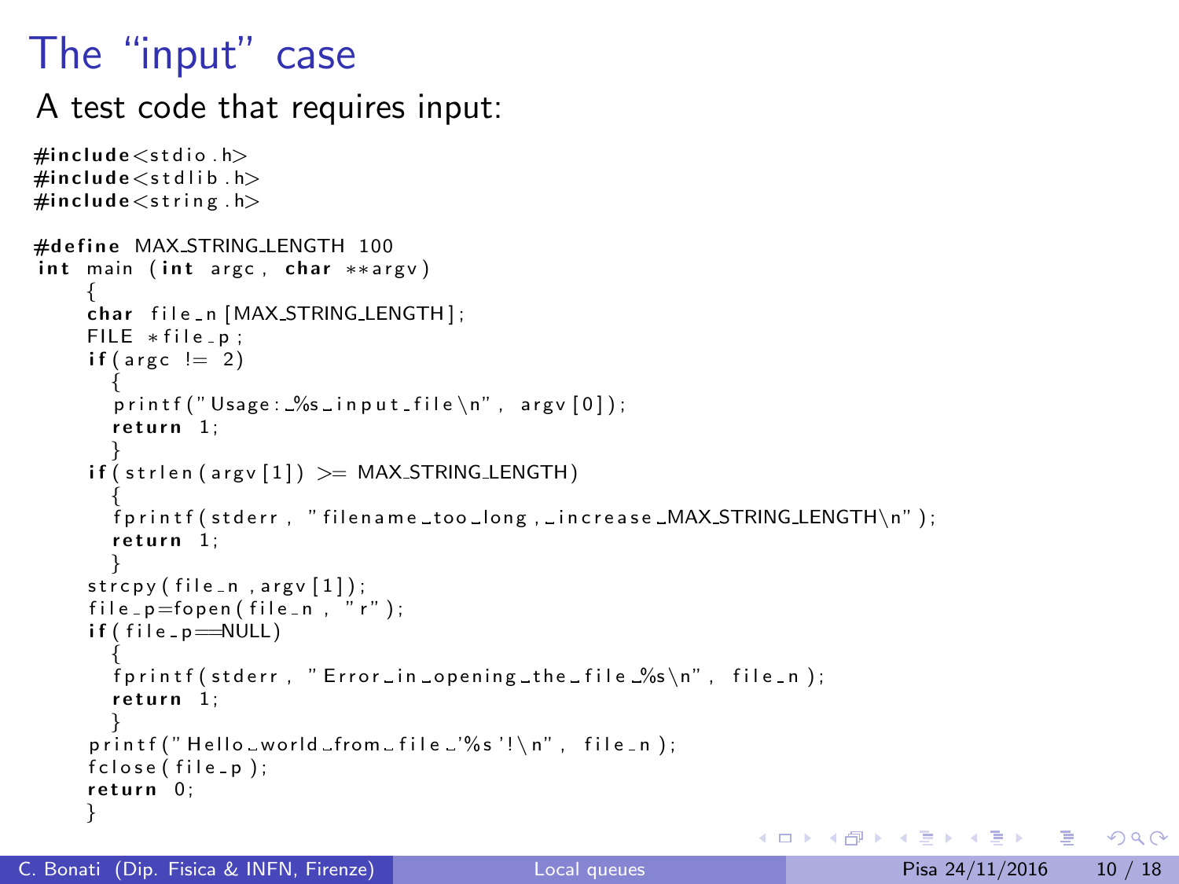# The "input" case

A test code that requires input:

```
#include<stdio.h>
#include<stdlib.h>
#include<string.h>

#define MAX_STRING_LENGTH 100
int main (int argc, char **argv)
  {
  char file_n[MAX_STRING_LENGTH];
  FILE *file_p;
  if(argc != 2)
    {
    printf("Usage: %s input_file\n", argv[0]);
    return 1;
    }
  if(strlen(argv[1]) >= MAX_STRING_LENGTH)
    {
    fprintf(stderr, "filename too long, increase MAX_STRING_LENGTH\n");
    return 1;
    }
  strcpy(file_n,argv[1]);
  file_p=fopen(file_n, "r");
  if(file_p==NULL)
    {
    fprintf(stderr, "Error in opening the file %s\n", file_n);
    return 1;
    }
  printf("Hello world from file '%s'!\n", file_n);
  fclose(file_p);
  return 0;
  }
```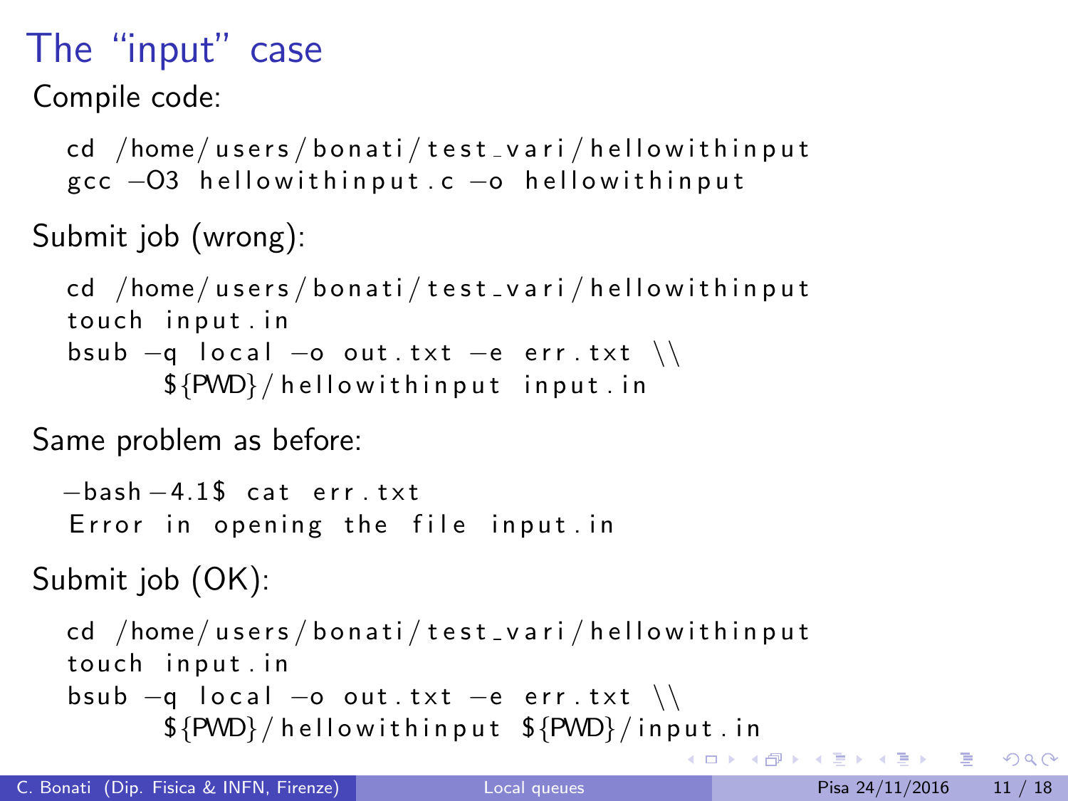# The “input” case

Compile code:

```
cd /home/users/bonati/test_vari/hellowithinput
gcc -O3 hellowithinput.c -o hellowithinput
```

Submit job (wrong):

```
cd /home/users/bonati/test_vari/hellowithinput
touch input.in
bsub -q local -o out.txt -e err.txt \\
     ${PWD}/hellowithinput input.in
```

Same problem as before:

```
-bash-4.1$ cat err.txt
Error in opening the file input.in
```

Submit job (OK):

```
cd /home/users/bonati/test_vari/hellowithinput
touch input.in
bsub -q local -o out.txt -e err.txt \\
     ${PWD}/hellowithinput ${PWD}/input.in
```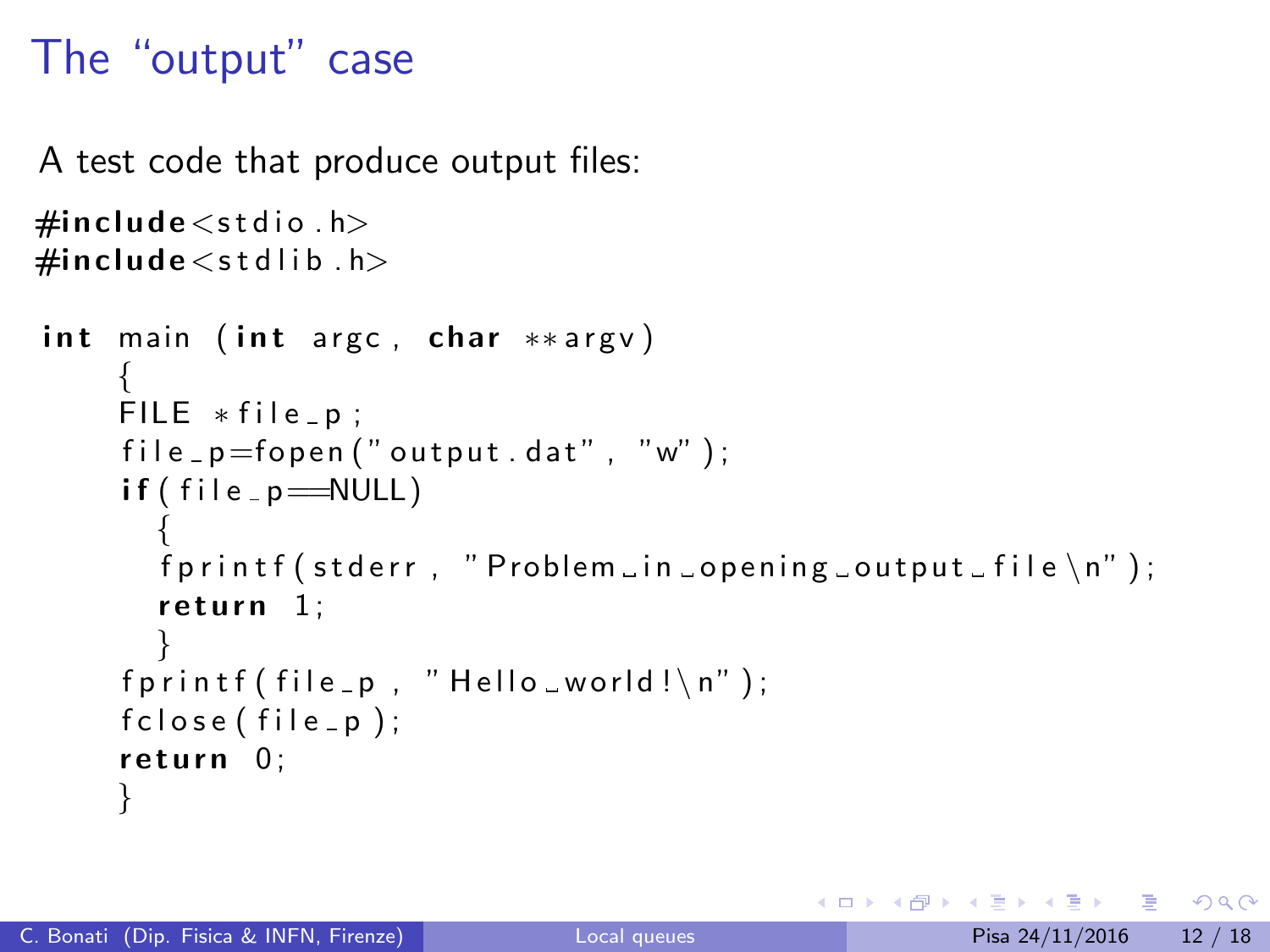# The "output" case

A test code that produce output files:

```
#include<stdio.h>
#include<stdlib.h>

int main (int argc, char **argv)
    {
    FILE *file_p;
    file_p=fopen("output.dat", "w");
    if(file_p==NULL)
      {
      fprintf(stderr, "Problem in opening output file\n");
      return 1;
      }
    fprintf(file_p, "Hello world!\n");
    fclose(file_p);
    return 0;
    }
```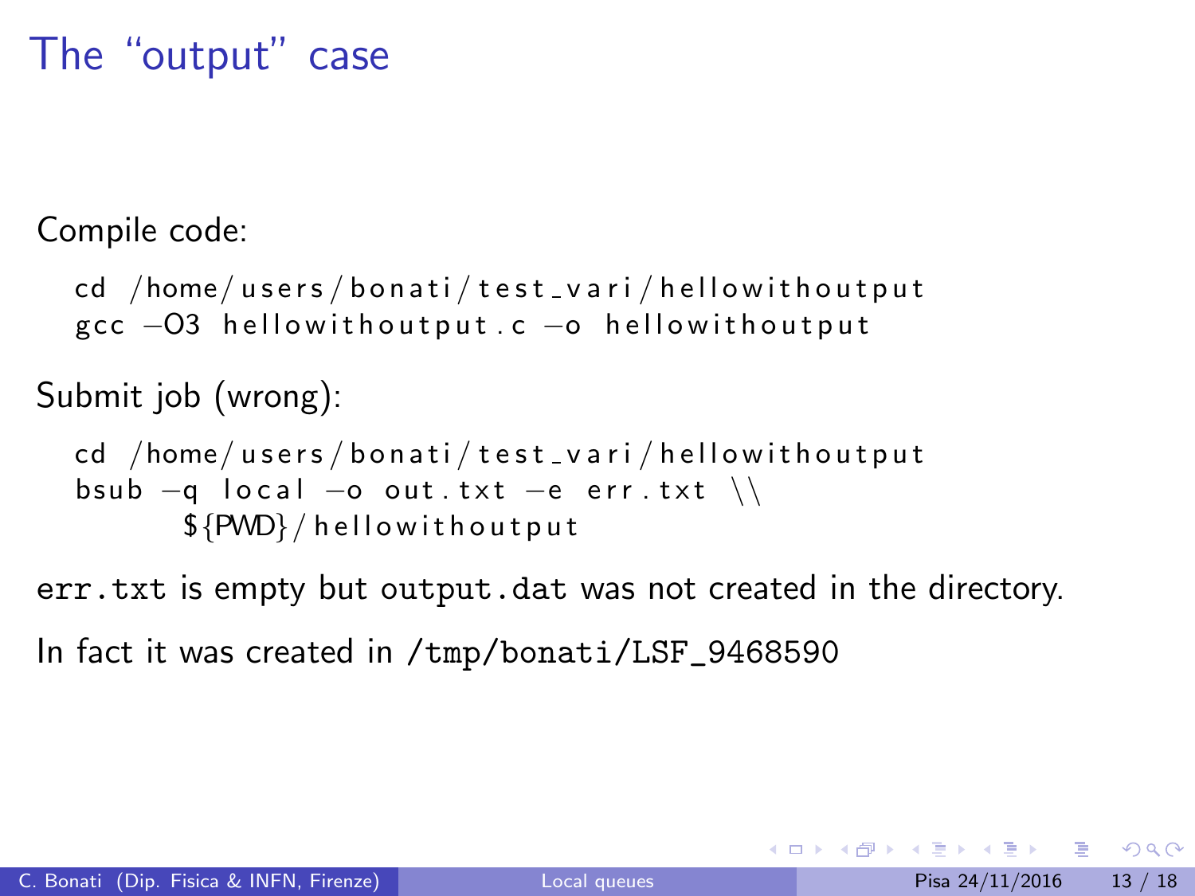# The "output" case

Compile code:

```
cd /home/users/bonati/test_vari/hellowithoutput
gcc -O3 hellowithoutput.c -o hellowithoutput
```

Submit job (wrong):

```
cd /home/users/bonati/test_vari/hellowithoutput
bsub -q local -o out.txt -e err.txt \\
     ${PWD}/hellowithoutput
```

`err.txt` is empty but `output.dat` was not created in the directory.

In fact it was created in `/tmp/bonati/LSF_9468590`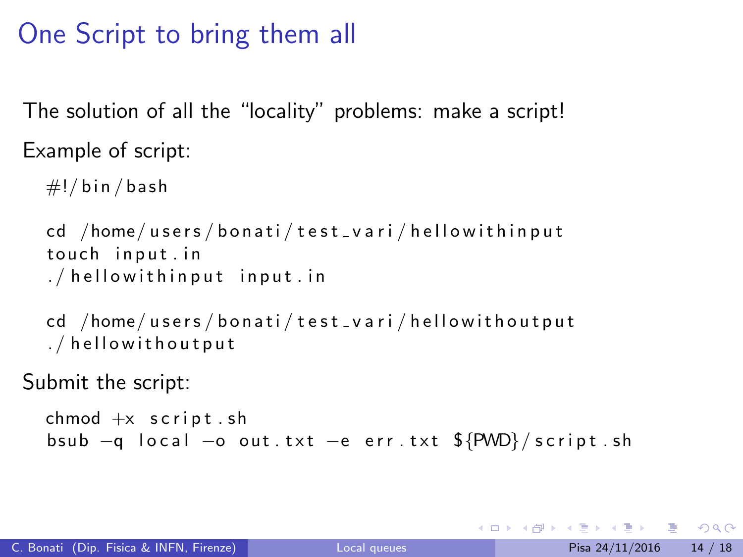# One Script to bring them all

The solution of all the "locality" problems: make a script!

Example of script:

```
#!/bin/bash

cd /home/users/bonati/test_vari/hellowithinput
touch input.in
./hellowithinput input.in

cd /home/users/bonati/test_vari/hellowithoutput
./hellowithoutput
```

Submit the script:

```
chmod +x script.sh
bsub -q local -o out.txt -e err.txt ${PWD}/script.sh
```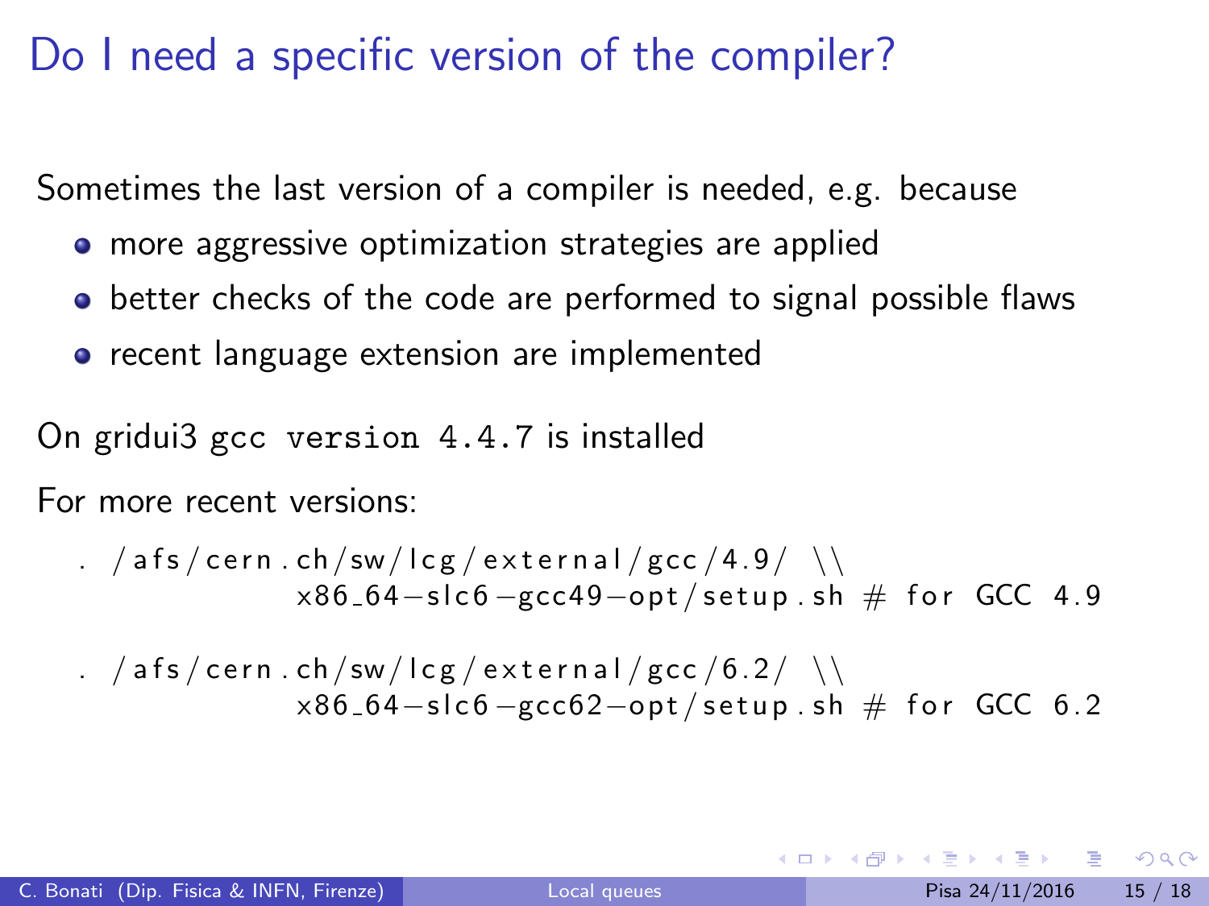# Do I need a specific version of the compiler?

Sometimes the last version of a compiler is needed, e.g. because

- more aggressive optimization strategies are applied
- better checks of the code are performed to signal possible flaws
- recent language extension are implemented

On gridui3 `gcc version 4.4.7` is installed

For more recent versions:

```
. /afs/cern.ch/sw/lcg/external/gcc/4.9/ \\
            x86_64-slc6-gcc49-opt/setup.sh # for GCC 4.9
```

```
. /afs/cern.ch/sw/lcg/external/gcc/6.2/ \\
            x86_64-slc6-gcc62-opt/setup.sh # for GCC 6.2
```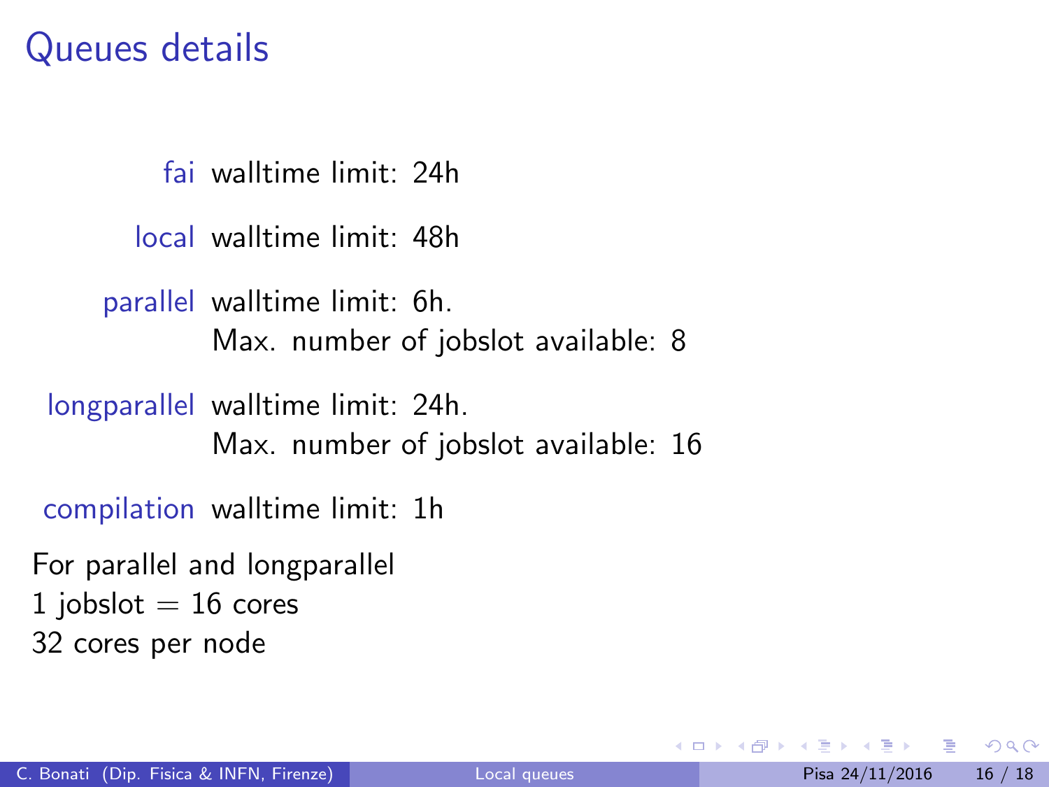# Queues details

**fai** walltime limit: 24h

**local** walltime limit: 48h

**parallel** walltime limit: 6h.
Max. number of jobslot available: 8

**longparallel** walltime limit: 24h.
Max. number of jobslot available: 16

**compilation** walltime limit: 1h

For parallel and longparallel
1 jobslot = 16 cores
32 cores per node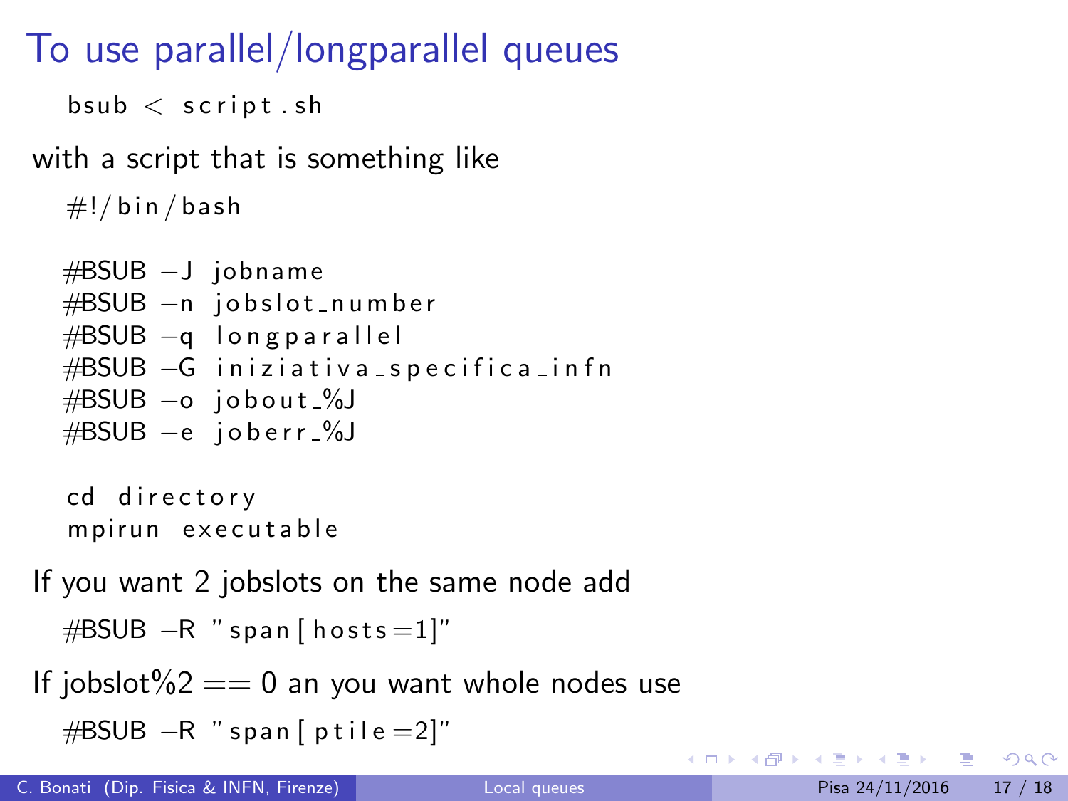# To use parallel/longparallel queues

```
bsub < script.sh
```

with a script that is something like

```
#!/bin/bash

#BSUB -J jobname
#BSUB -n jobslot_number
#BSUB -q longparallel
#BSUB -G iniziativa_specifica_infn
#BSUB -o jobout_%J
#BSUB -e joberr_%J

cd directory
mpirun executable
```

If you want 2 jobslots on the same node add

```
#BSUB -R "span[hosts=1]"
```

If jobslot%2 == 0 an you want whole nodes use

```
#BSUB -R "span[ptile=2]"
```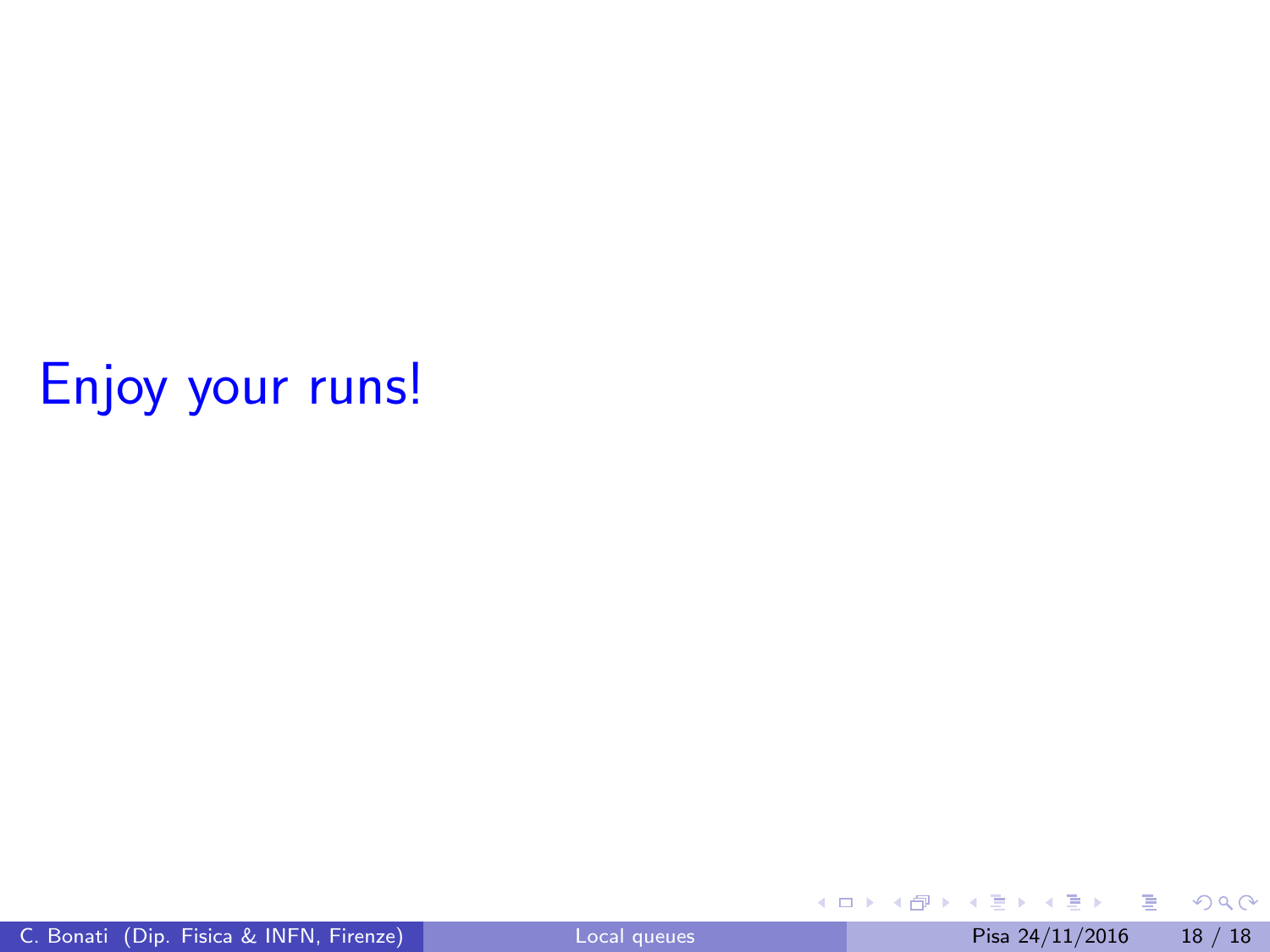Enjoy your runs!